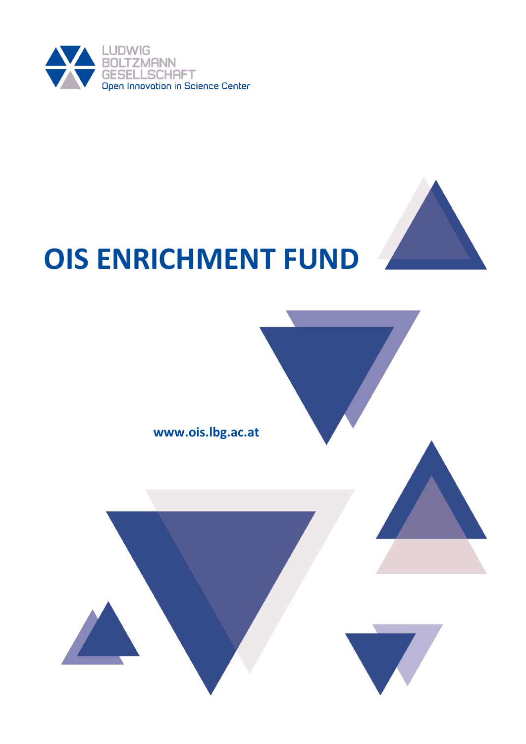LUDWIG BOLTZMANN GESELLSCHAFT

Open Innovation in Science Center

# OIS ENRICHMENT FUND

**www.ois.lbg.ac.at**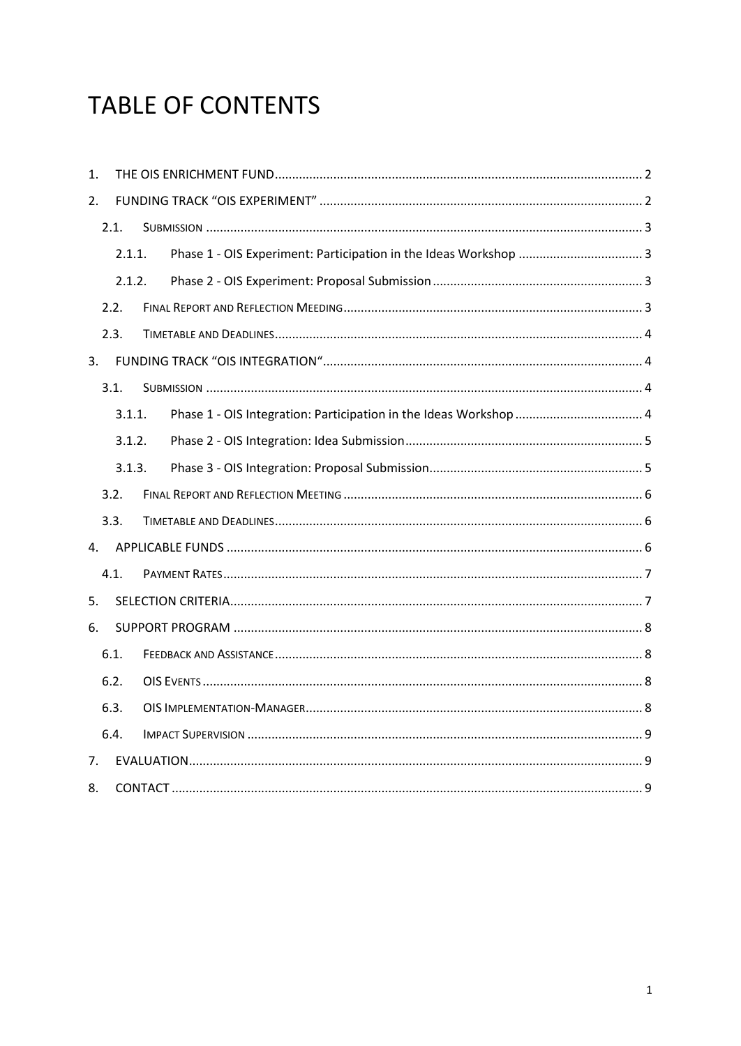# TABLE OF CONTENTS

1. THE OIS ENRICHMENT FUND ........ 2
2. FUNDING TRACK "OIS EXPERIMENT" ........ 2
   - 2.1. Submission ........ 3
     - 2.1.1. Phase 1 - OIS Experiment: Participation in the Ideas Workshop ........ 3
     - 2.1.2. Phase 2 - OIS Experiment: Proposal Submission ........ 3
   - 2.2. Final Report and Reflection Meeding ........ 3
   - 2.3. Timetable and Deadlines ........ 4
3. FUNDING TRACK "OIS INTEGRATION" ........ 4
   - 3.1. Submission ........ 4
     - 3.1.1. Phase 1 - OIS Integration: Participation in the Ideas Workshop ........ 4
     - 3.1.2. Phase 2 - OIS Integration: Idea Submission ........ 5
     - 3.1.3. Phase 3 - OIS Integration: Proposal Submission ........ 5
   - 3.2. Final Report and Reflection Meeting ........ 6
   - 3.3. Timetable and Deadlines ........ 6
4. APPLICABLE FUNDS ........ 6
   - 4.1. Payment Rates ........ 7
5. SELECTION CRITERIA ........ 7
6. SUPPORT PROGRAM ........ 8
   - 6.1. Feedback and Assistance ........ 8
   - 6.2. OIS Events ........ 8
   - 6.3. OIS Implementation-Manager ........ 8
   - 6.4. Impact Supervision ........ 9
7. EVALUATION ........ 9
8. CONTACT ........ 9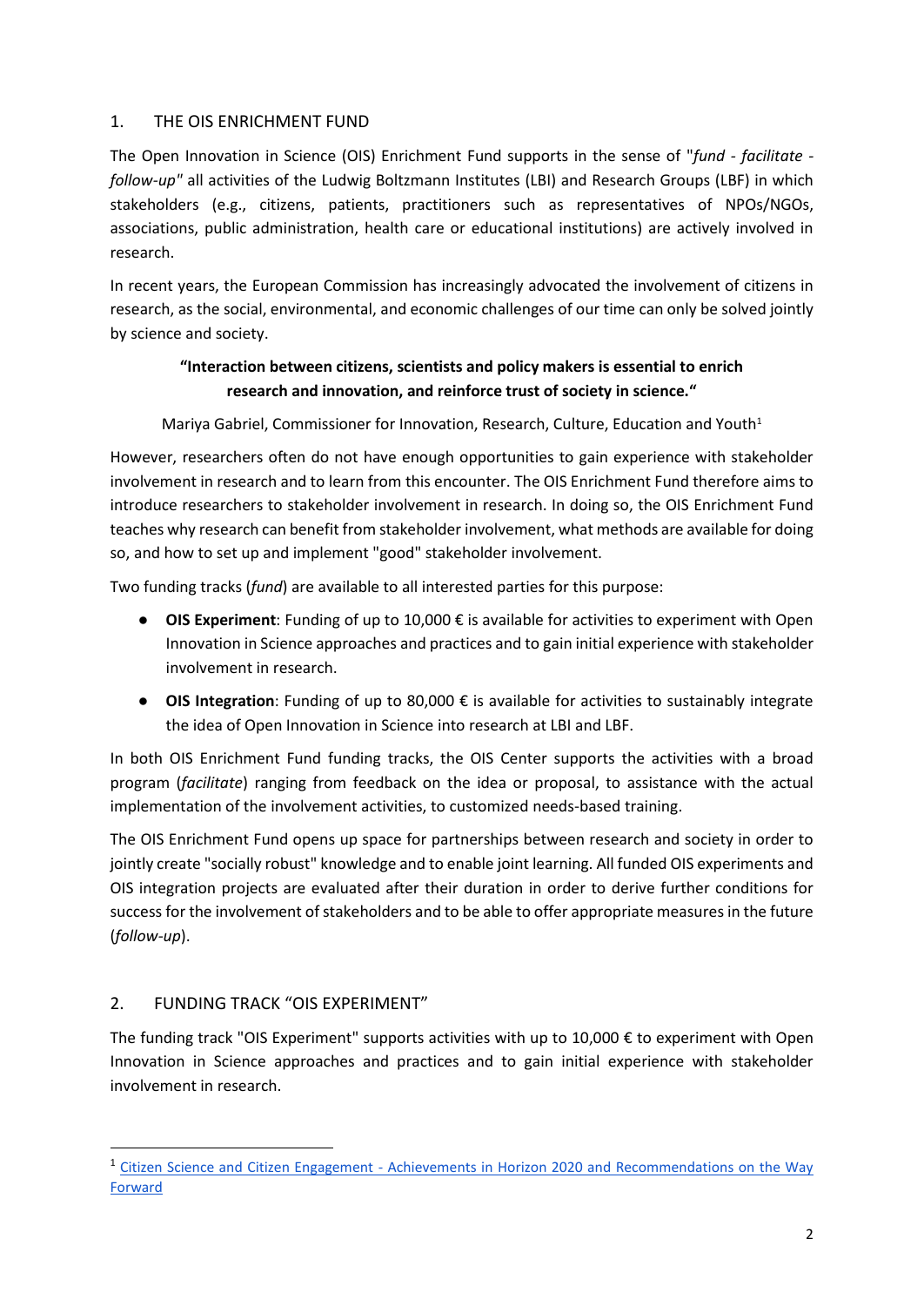## 1. THE OIS ENRICHMENT FUND

The Open Innovation in Science (OIS) Enrichment Fund supports in the sense of "*fund - facilitate - follow-up*" all activities of the Ludwig Boltzmann Institutes (LBI) and Research Groups (LBF) in which stakeholders (e.g., citizens, patients, practitioners such as representatives of NPOs/NGOs, associations, public administration, health care or educational institutions) are actively involved in research.

In recent years, the European Commission has increasingly advocated the involvement of citizens in research, as the social, environmental, and economic challenges of our time can only be solved jointly by science and society.

> **"Interaction between citizens, scientists and policy makers is essential to enrich research and innovation, and reinforce trust of society in science."**
>
> Mariya Gabriel, Commissioner for Innovation, Research, Culture, Education and Youth[1]

However, researchers often do not have enough opportunities to gain experience with stakeholder involvement in research and to learn from this encounter. The OIS Enrichment Fund therefore aims to introduce researchers to stakeholder involvement in research. In doing so, the OIS Enrichment Fund teaches why research can benefit from stakeholder involvement, what methods are available for doing so, and how to set up and implement "good" stakeholder involvement.

Two funding tracks (*fund*) are available to all interested parties for this purpose:

- **OIS Experiment**: Funding of up to 10,000 € is available for activities to experiment with Open Innovation in Science approaches and practices and to gain initial experience with stakeholder involvement in research.
- **OIS Integration**: Funding of up to 80,000 € is available for activities to sustainably integrate the idea of Open Innovation in Science into research at LBI and LBF.

In both OIS Enrichment Fund funding tracks, the OIS Center supports the activities with a broad program (*facilitate*) ranging from feedback on the idea or proposal, to assistance with the actual implementation of the involvement activities, to customized needs-based training.

The OIS Enrichment Fund opens up space for partnerships between research and society in order to jointly create "socially robust" knowledge and to enable joint learning. All funded OIS experiments and OIS integration projects are evaluated after their duration in order to derive further conditions for success for the involvement of stakeholders and to be able to offer appropriate measures in the future (*follow-up*).

## 2. FUNDING TRACK "OIS EXPERIMENT"

The funding track "OIS Experiment" supports activities with up to 10,000 € to experiment with Open Innovation in Science approaches and practices and to gain initial experience with stakeholder involvement in research.

---

[1] Citizen Science and Citizen Engagement - Achievements in Horizon 2020 and Recommendations on the Way Forward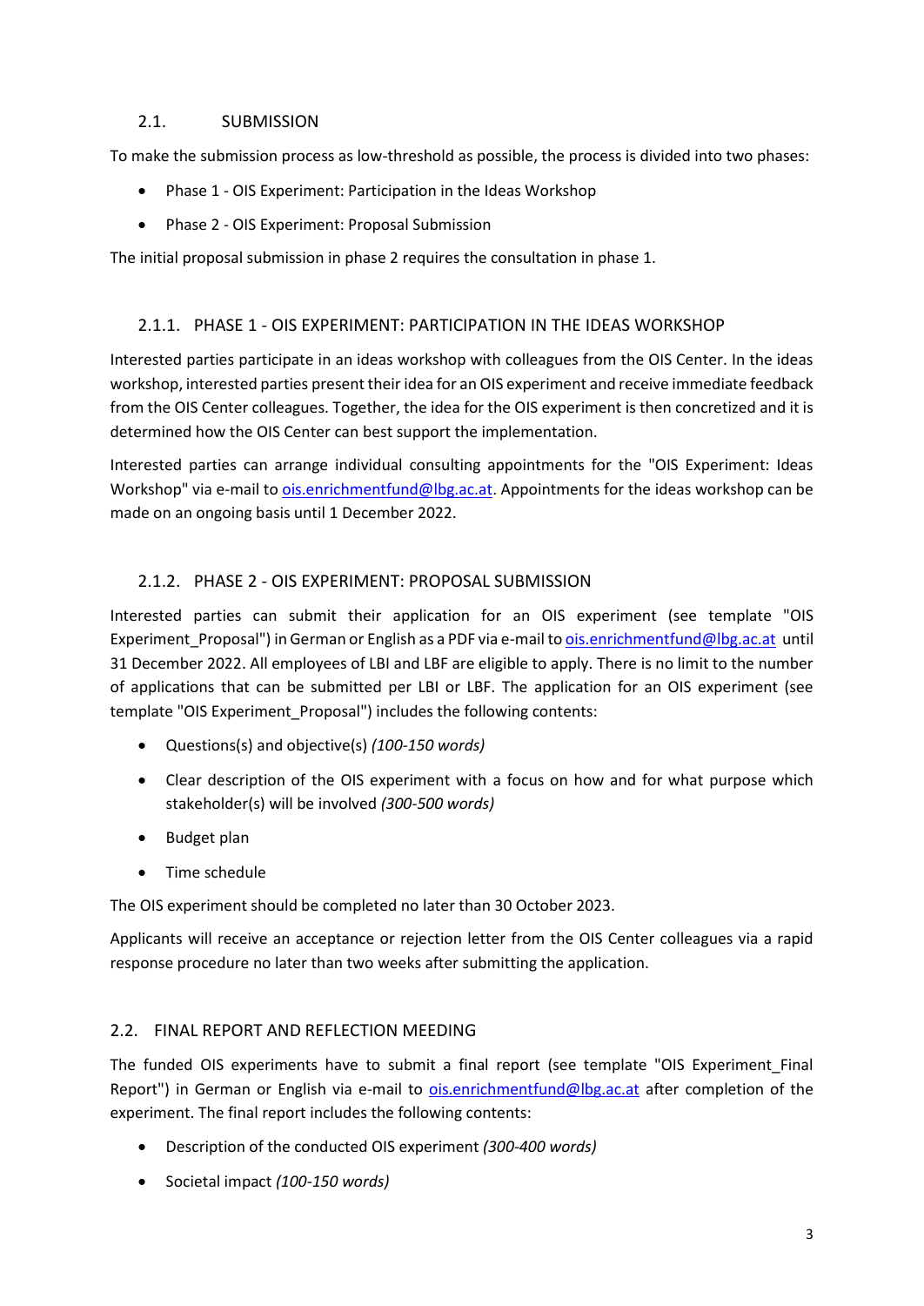## 2.1. SUBMISSION

To make the submission process as low-threshold as possible, the process is divided into two phases:

- Phase 1 - OIS Experiment: Participation in the Ideas Workshop
- Phase 2 - OIS Experiment: Proposal Submission

The initial proposal submission in phase 2 requires the consultation in phase 1.

### 2.1.1. PHASE 1 - OIS EXPERIMENT: PARTICIPATION IN THE IDEAS WORKSHOP

Interested parties participate in an ideas workshop with colleagues from the OIS Center. In the ideas workshop, interested parties present their idea for an OIS experiment and receive immediate feedback from the OIS Center colleagues. Together, the idea for the OIS experiment is then concretized and it is determined how the OIS Center can best support the implementation.

Interested parties can arrange individual consulting appointments for the "OIS Experiment: Ideas Workshop" via e-mail to ois.enrichmentfund@lbg.ac.at. Appointments for the ideas workshop can be made on an ongoing basis until 1 December 2022.

### 2.1.2. PHASE 2 - OIS EXPERIMENT: PROPOSAL SUBMISSION

Interested parties can submit their application for an OIS experiment (see template "OIS Experiment_Proposal") in German or English as a PDF via e-mail to ois.enrichmentfund@lbg.ac.at until 31 December 2022. All employees of LBI and LBF are eligible to apply. There is no limit to the number of applications that can be submitted per LBI or LBF. The application for an OIS experiment (see template "OIS Experiment_Proposal") includes the following contents:

- Questions(s) and objective(s) *(100-150 words)*
- Clear description of the OIS experiment with a focus on how and for what purpose which stakeholder(s) will be involved *(300-500 words)*
- Budget plan
- Time schedule

The OIS experiment should be completed no later than 30 October 2023.

Applicants will receive an acceptance or rejection letter from the OIS Center colleagues via a rapid response procedure no later than two weeks after submitting the application.

## 2.2. FINAL REPORT AND REFLECTION MEEDING

The funded OIS experiments have to submit a final report (see template "OIS Experiment_Final Report") in German or English via e-mail to ois.enrichmentfund@lbg.ac.at after completion of the experiment. The final report includes the following contents:

- Description of the conducted OIS experiment *(300-400 words)*
- Societal impact *(100-150 words)*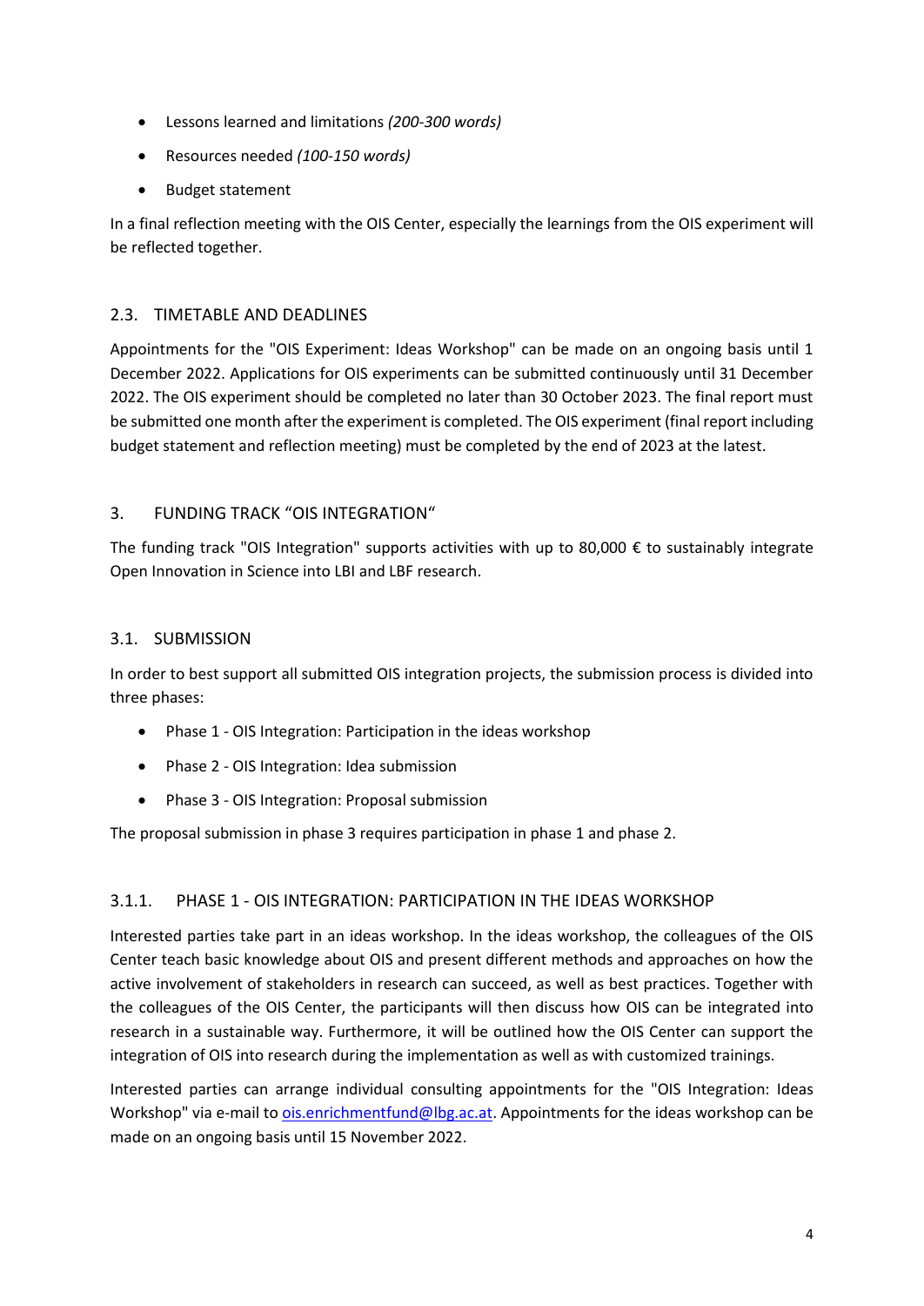- Lessons learned and limitations *(200-300 words)*
- Resources needed *(100-150 words)*
- Budget statement

In a final reflection meeting with the OIS Center, especially the learnings from the OIS experiment will be reflected together.

### 2.3. TIMETABLE AND DEADLINES

Appointments for the "OIS Experiment: Ideas Workshop" can be made on an ongoing basis until 1 December 2022. Applications for OIS experiments can be submitted continuously until 31 December 2022. The OIS experiment should be completed no later than 30 October 2023. The final report must be submitted one month after the experiment is completed. The OIS experiment (final report including budget statement and reflection meeting) must be completed by the end of 2023 at the latest.

## 3. FUNDING TRACK "OIS INTEGRATION"

The funding track "OIS Integration" supports activities with up to 80,000 € to sustainably integrate Open Innovation in Science into LBI and LBF research.

### 3.1. SUBMISSION

In order to best support all submitted OIS integration projects, the submission process is divided into three phases:

- Phase 1 - OIS Integration: Participation in the ideas workshop
- Phase 2 - OIS Integration: Idea submission
- Phase 3 - OIS Integration: Proposal submission

The proposal submission in phase 3 requires participation in phase 1 and phase 2.

#### 3.1.1. PHASE 1 - OIS INTEGRATION: PARTICIPATION IN THE IDEAS WORKSHOP

Interested parties take part in an ideas workshop. In the ideas workshop, the colleagues of the OIS Center teach basic knowledge about OIS and present different methods and approaches on how the active involvement of stakeholders in research can succeed, as well as best practices. Together with the colleagues of the OIS Center, the participants will then discuss how OIS can be integrated into research in a sustainable way. Furthermore, it will be outlined how the OIS Center can support the integration of OIS into research during the implementation as well as with customized trainings.

Interested parties can arrange individual consulting appointments for the "OIS Integration: Ideas Workshop" via e-mail to ois.enrichmentfund@lbg.ac.at. Appointments for the ideas workshop can be made on an ongoing basis until 15 November 2022.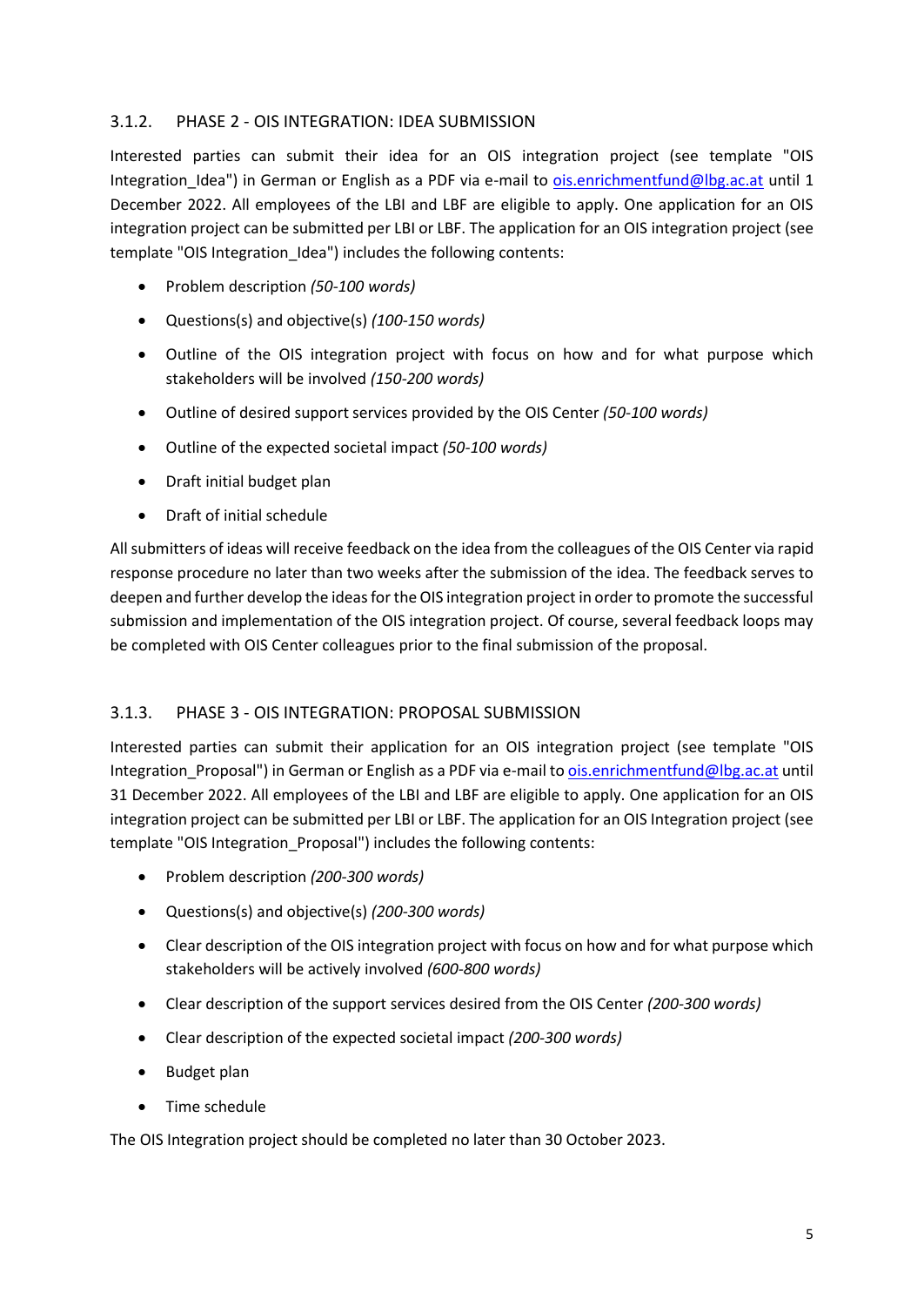### 3.1.2. PHASE 2 - OIS INTEGRATION: IDEA SUBMISSION

Interested parties can submit their idea for an OIS integration project (see template "OIS Integration_Idea") in German or English as a PDF via e-mail to ois.enrichmentfund@lbg.ac.at until 1 December 2022. All employees of the LBI and LBF are eligible to apply. One application for an OIS integration project can be submitted per LBI or LBF. The application for an OIS integration project (see template "OIS Integration_Idea") includes the following contents:

- Problem description *(50-100 words)*
- Questions(s) and objective(s) *(100-150 words)*
- Outline of the OIS integration project with focus on how and for what purpose which stakeholders will be involved *(150-200 words)*
- Outline of desired support services provided by the OIS Center *(50-100 words)*
- Outline of the expected societal impact *(50-100 words)*
- Draft initial budget plan
- Draft of initial schedule

All submitters of ideas will receive feedback on the idea from the colleagues of the OIS Center via rapid response procedure no later than two weeks after the submission of the idea. The feedback serves to deepen and further develop the ideas for the OIS integration project in order to promote the successful submission and implementation of the OIS integration project. Of course, several feedback loops may be completed with OIS Center colleagues prior to the final submission of the proposal.

### 3.1.3. PHASE 3 - OIS INTEGRATION: PROPOSAL SUBMISSION

Interested parties can submit their application for an OIS integration project (see template "OIS Integration_Proposal") in German or English as a PDF via e-mail to ois.enrichmentfund@lbg.ac.at until 31 December 2022. All employees of the LBI and LBF are eligible to apply. One application for an OIS integration project can be submitted per LBI or LBF. The application for an OIS Integration project (see template "OIS Integration_Proposal") includes the following contents:

- Problem description *(200-300 words)*
- Questions(s) and objective(s) *(200-300 words)*
- Clear description of the OIS integration project with focus on how and for what purpose which stakeholders will be actively involved *(600-800 words)*
- Clear description of the support services desired from the OIS Center *(200-300 words)*
- Clear description of the expected societal impact *(200-300 words)*
- Budget plan
- Time schedule

The OIS Integration project should be completed no later than 30 October 2023.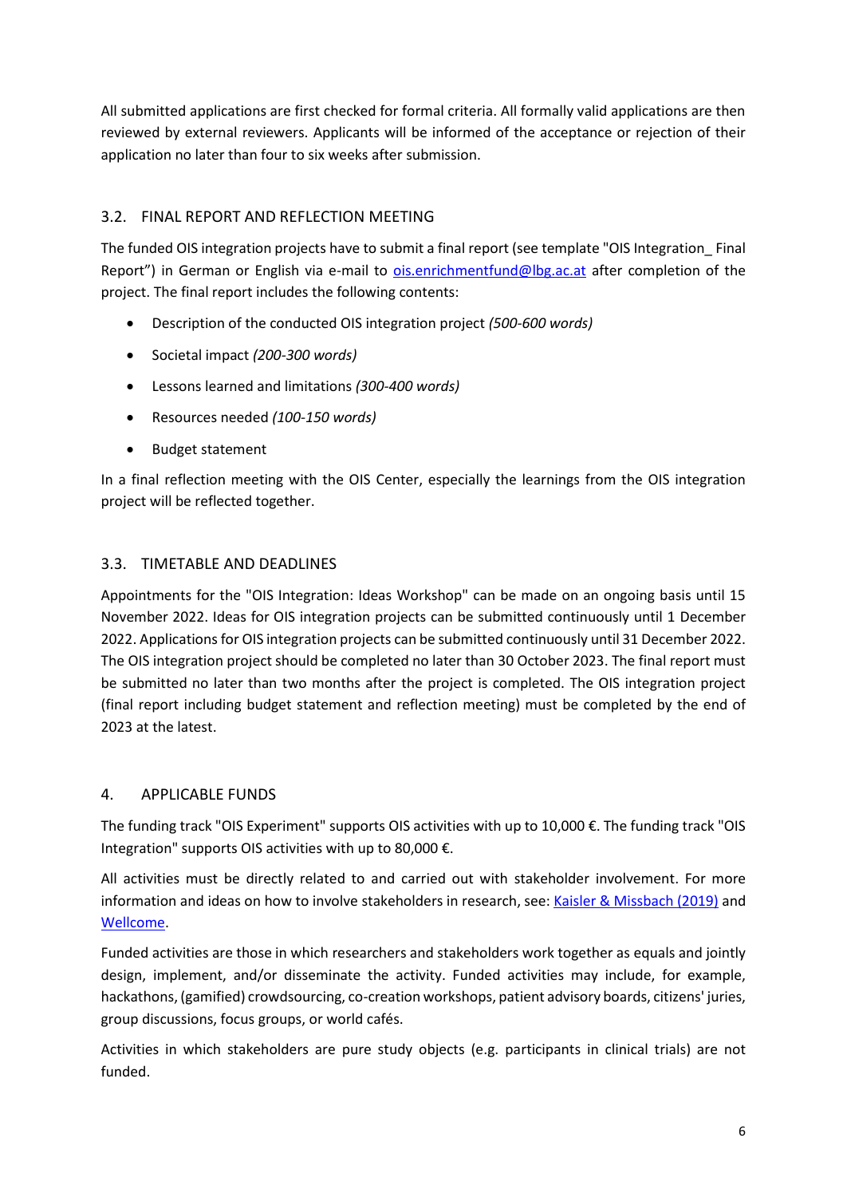All submitted applications are first checked for formal criteria. All formally valid applications are then reviewed by external reviewers. Applicants will be informed of the acceptance or rejection of their application no later than four to six weeks after submission.

### 3.2. FINAL REPORT AND REFLECTION MEETING

The funded OIS integration projects have to submit a final report (see template "OIS Integration_ Final Report") in German or English via e-mail to [ois.enrichmentfund@lbg.ac.at](mailto:ois.enrichmentfund@lbg.ac.at) after completion of the project. The final report includes the following contents:

- Description of the conducted OIS integration project *(500-600 words)*
- Societal impact *(200-300 words)*
- Lessons learned and limitations *(300-400 words)*
- Resources needed *(100-150 words)*
- Budget statement

In a final reflection meeting with the OIS Center, especially the learnings from the OIS integration project will be reflected together.

### 3.3. TIMETABLE AND DEADLINES

Appointments for the "OIS Integration: Ideas Workshop" can be made on an ongoing basis until 15 November 2022. Ideas for OIS integration projects can be submitted continuously until 1 December 2022. Applications for OIS integration projects can be submitted continuously until 31 December 2022. The OIS integration project should be completed no later than 30 October 2023. The final report must be submitted no later than two months after the project is completed. The OIS integration project (final report including budget statement and reflection meeting) must be completed by the end of 2023 at the latest.

## 4. APPLICABLE FUNDS

The funding track "OIS Experiment" supports OIS activities with up to 10,000 €. The funding track "OIS Integration" supports OIS activities with up to 80,000 €.

All activities must be directly related to and carried out with stakeholder involvement. For more information and ideas on how to involve stakeholders in research, see: Kaisler & Missbach (2019) and Wellcome.

Funded activities are those in which researchers and stakeholders work together as equals and jointly design, implement, and/or disseminate the activity. Funded activities may include, for example, hackathons, (gamified) crowdsourcing, co-creation workshops, patient advisory boards, citizens' juries, group discussions, focus groups, or world cafés.

Activities in which stakeholders are pure study objects (e.g. participants in clinical trials) are not funded.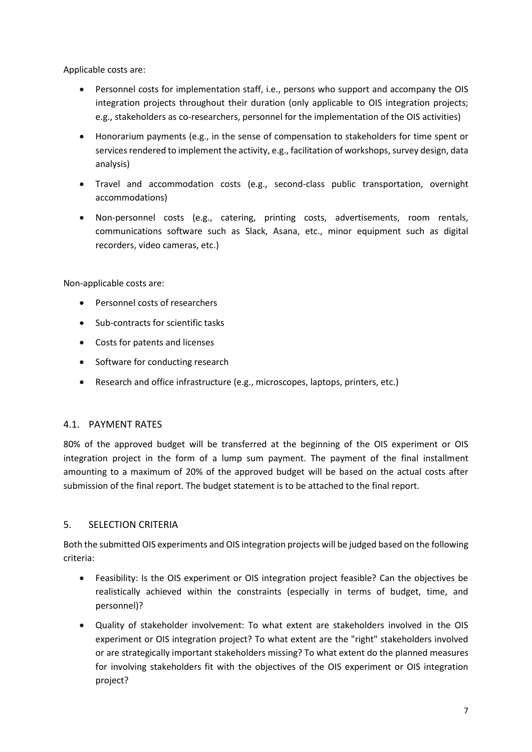Applicable costs are:

- Personnel costs for implementation staff, i.e., persons who support and accompany the OIS integration projects throughout their duration (only applicable to OIS integration projects; e.g., stakeholders as co-researchers, personnel for the implementation of the OIS activities)
- Honorarium payments (e.g., in the sense of compensation to stakeholders for time spent or services rendered to implement the activity, e.g., facilitation of workshops, survey design, data analysis)
- Travel and accommodation costs (e.g., second-class public transportation, overnight accommodations)
- Non-personnel costs (e.g., catering, printing costs, advertisements, room rentals, communications software such as Slack, Asana, etc., minor equipment such as digital recorders, video cameras, etc.)

Non-applicable costs are:

- Personnel costs of researchers
- Sub-contracts for scientific tasks
- Costs for patents and licenses
- Software for conducting research
- Research and office infrastructure (e.g., microscopes, laptops, printers, etc.)

### 4.1. PAYMENT RATES

80% of the approved budget will be transferred at the beginning of the OIS experiment or OIS integration project in the form of a lump sum payment. The payment of the final installment amounting to a maximum of 20% of the approved budget will be based on the actual costs after submission of the final report. The budget statement is to be attached to the final report.

## 5. SELECTION CRITERIA

Both the submitted OIS experiments and OIS integration projects will be judged based on the following criteria:

- Feasibility: Is the OIS experiment or OIS integration project feasible? Can the objectives be realistically achieved within the constraints (especially in terms of budget, time, and personnel)?
- Quality of stakeholder involvement: To what extent are stakeholders involved in the OIS experiment or OIS integration project? To what extent are the "right" stakeholders involved or are strategically important stakeholders missing? To what extent do the planned measures for involving stakeholders fit with the objectives of the OIS experiment or OIS integration project?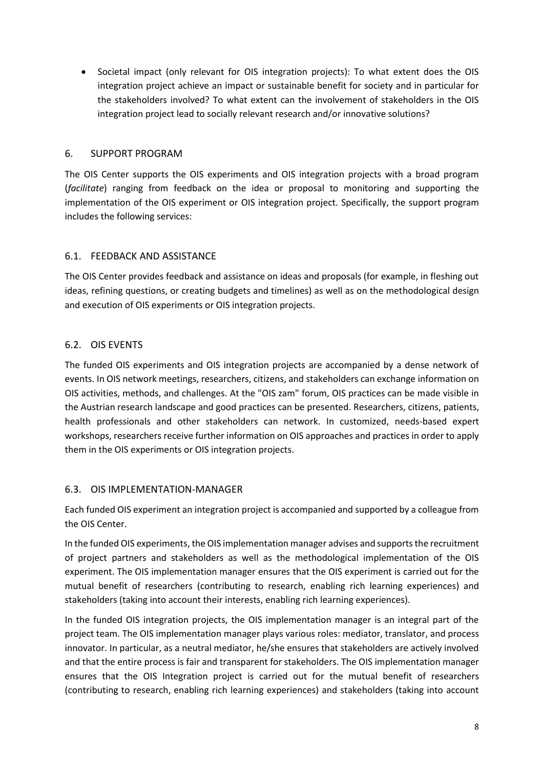- Societal impact (only relevant for OIS integration projects): To what extent does the OIS integration project achieve an impact or sustainable benefit for society and in particular for the stakeholders involved? To what extent can the involvement of stakeholders in the OIS integration project lead to socially relevant research and/or innovative solutions?

## 6. SUPPORT PROGRAM

The OIS Center supports the OIS experiments and OIS integration projects with a broad program (*facilitate*) ranging from feedback on the idea or proposal to monitoring and supporting the implementation of the OIS experiment or OIS integration project. Specifically, the support program includes the following services:

### 6.1. FEEDBACK AND ASSISTANCE

The OIS Center provides feedback and assistance on ideas and proposals (for example, in fleshing out ideas, refining questions, or creating budgets and timelines) as well as on the methodological design and execution of OIS experiments or OIS integration projects.

### 6.2. OIS EVENTS

The funded OIS experiments and OIS integration projects are accompanied by a dense network of events. In OIS network meetings, researchers, citizens, and stakeholders can exchange information on OIS activities, methods, and challenges. At the "OIS zam" forum, OIS practices can be made visible in the Austrian research landscape and good practices can be presented. Researchers, citizens, patients, health professionals and other stakeholders can network. In customized, needs-based expert workshops, researchers receive further information on OIS approaches and practices in order to apply them in the OIS experiments or OIS integration projects.

### 6.3. OIS IMPLEMENTATION-MANAGER

Each funded OIS experiment an integration project is accompanied and supported by a colleague from the OIS Center.

In the funded OIS experiments, the OIS implementation manager advises and supports the recruitment of project partners and stakeholders as well as the methodological implementation of the OIS experiment. The OIS implementation manager ensures that the OIS experiment is carried out for the mutual benefit of researchers (contributing to research, enabling rich learning experiences) and stakeholders (taking into account their interests, enabling rich learning experiences).

In the funded OIS integration projects, the OIS implementation manager is an integral part of the project team. The OIS implementation manager plays various roles: mediator, translator, and process innovator. In particular, as a neutral mediator, he/she ensures that stakeholders are actively involved and that the entire process is fair and transparent for stakeholders. The OIS implementation manager ensures that the OIS Integration project is carried out for the mutual benefit of researchers (contributing to research, enabling rich learning experiences) and stakeholders (taking into account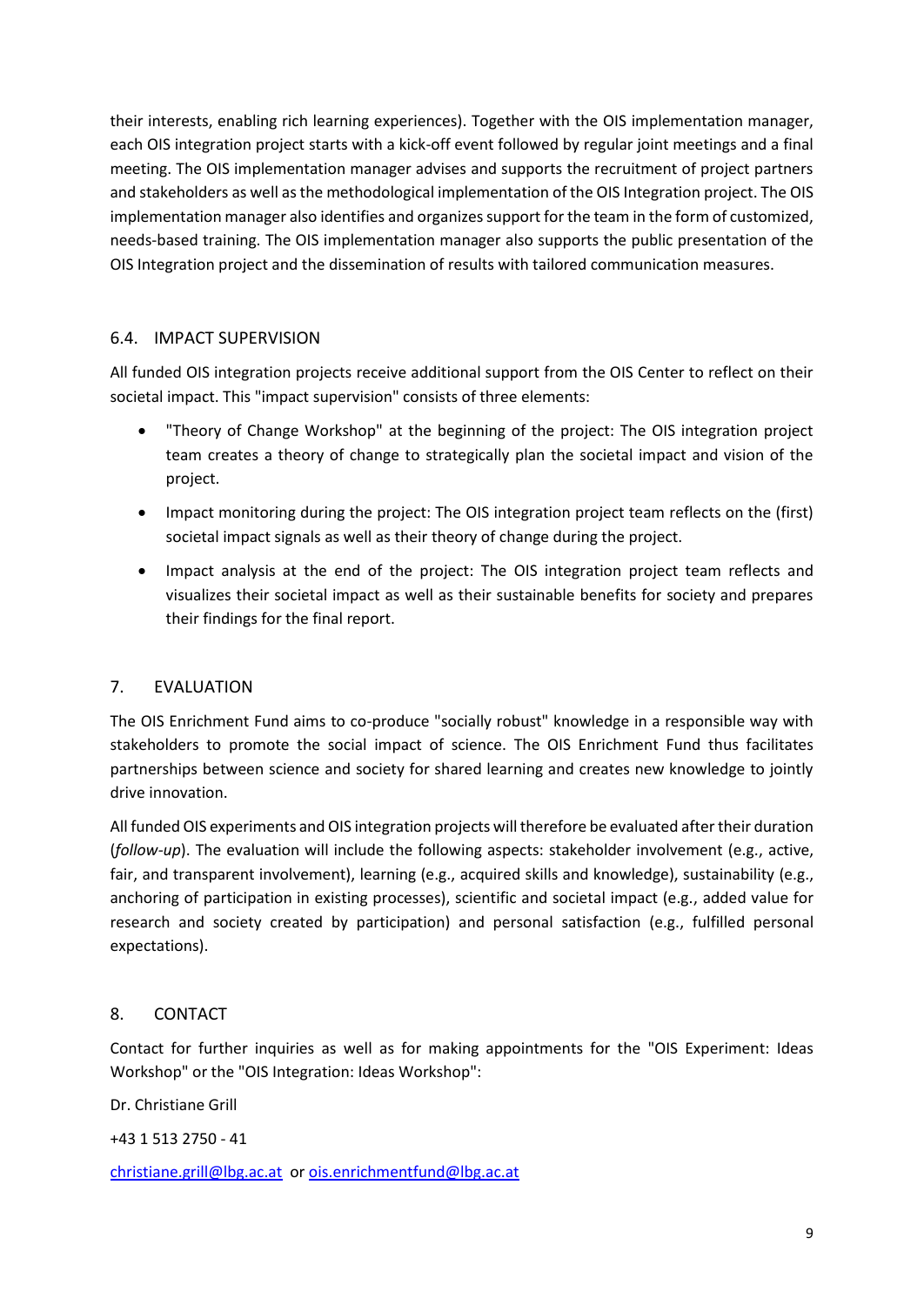their interests, enabling rich learning experiences). Together with the OIS implementation manager, each OIS integration project starts with a kick-off event followed by regular joint meetings and a final meeting. The OIS implementation manager advises and supports the recruitment of project partners and stakeholders as well as the methodological implementation of the OIS Integration project. The OIS implementation manager also identifies and organizes support for the team in the form of customized, needs-based training. The OIS implementation manager also supports the public presentation of the OIS Integration project and the dissemination of results with tailored communication measures.

### 6.4. IMPACT SUPERVISION

All funded OIS integration projects receive additional support from the OIS Center to reflect on their societal impact. This "impact supervision" consists of three elements:

- "Theory of Change Workshop" at the beginning of the project: The OIS integration project team creates a theory of change to strategically plan the societal impact and vision of the project.
- Impact monitoring during the project: The OIS integration project team reflects on the (first) societal impact signals as well as their theory of change during the project.
- Impact analysis at the end of the project: The OIS integration project team reflects and visualizes their societal impact as well as their sustainable benefits for society and prepares their findings for the final report.

## 7. EVALUATION

The OIS Enrichment Fund aims to co-produce "socially robust" knowledge in a responsible way with stakeholders to promote the social impact of science. The OIS Enrichment Fund thus facilitates partnerships between science and society for shared learning and creates new knowledge to jointly drive innovation.

All funded OIS experiments and OIS integration projects will therefore be evaluated after their duration (*follow-up*). The evaluation will include the following aspects: stakeholder involvement (e.g., active, fair, and transparent involvement), learning (e.g., acquired skills and knowledge), sustainability (e.g., anchoring of participation in existing processes), scientific and societal impact (e.g., added value for research and society created by participation) and personal satisfaction (e.g., fulfilled personal expectations).

## 8. CONTACT

Contact for further inquiries as well as for making appointments for the "OIS Experiment: Ideas Workshop" or the "OIS Integration: Ideas Workshop":

Dr. Christiane Grill

+43 1 513 2750 - 41

christiane.grill@lbg.ac.at or ois.enrichmentfund@lbg.ac.at